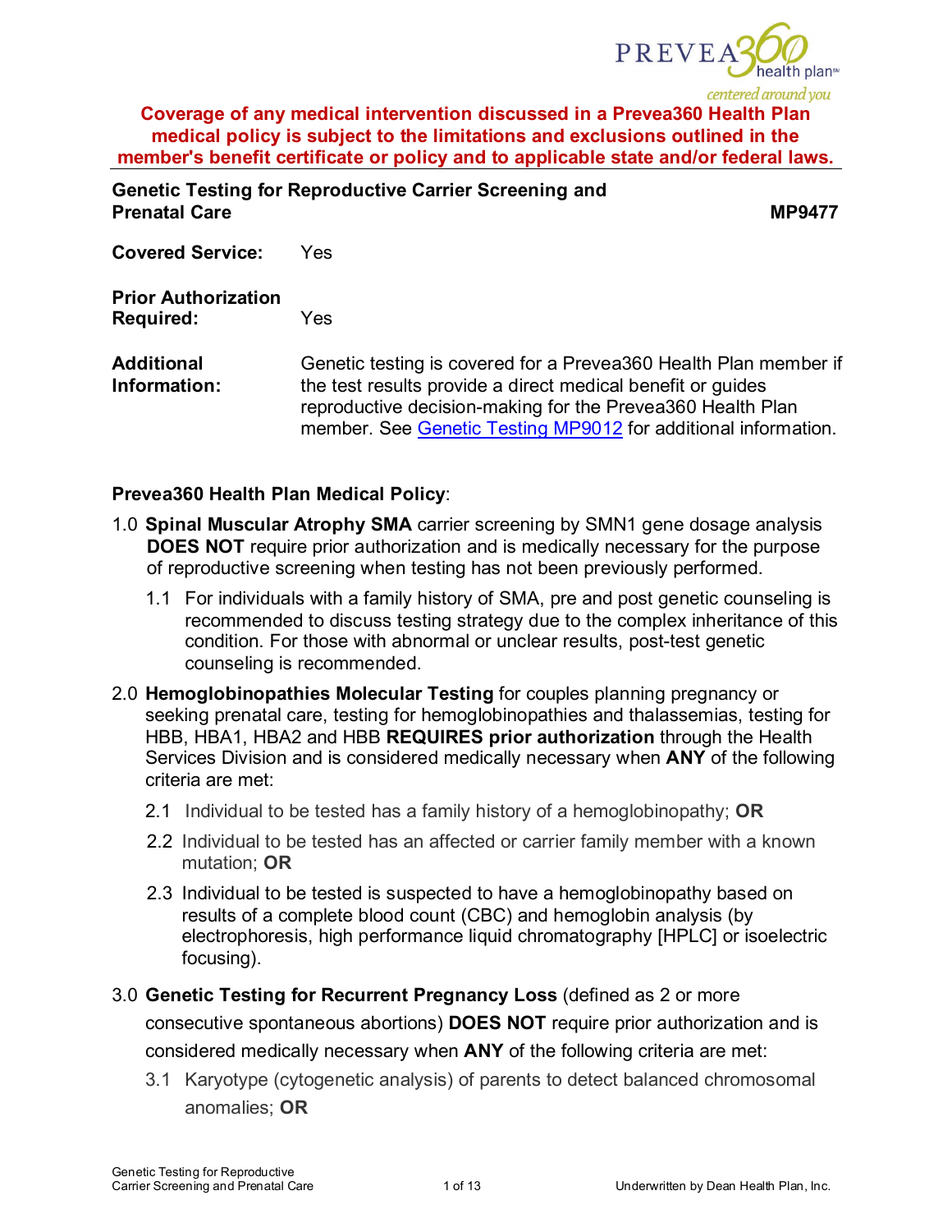**Coverage of any medical intervention discussed in a Prevea360 Health Plan medical policy is subject to the limitations and exclusions outlined in the member's benefit certificate or policy and to applicable state and/or federal laws.**

**Genetic Testing for Reproductive Carrier Screening and Prenatal Care** **MP9477**

**Covered Service:** Yes

**Prior Authorization Required:** Yes

**Additional Information:** Genetic testing is covered for a Prevea360 Health Plan member if the test results provide a direct medical benefit or guides reproductive decision-making for the Prevea360 Health Plan member. See [Genetic Testing MP9012] for additional information.

**Prevea360 Health Plan Medical Policy**:

1.0 **Spinal Muscular Atrophy SMA** carrier screening by SMN1 gene dosage analysis **DOES NOT** require prior authorization and is medically necessary for the purpose of reproductive screening when testing has not been previously performed.

  1.1 For individuals with a family history of SMA, pre and post genetic counseling is recommended to discuss testing strategy due to the complex inheritance of this condition. For those with abnormal or unclear results, post-test genetic counseling is recommended.

2.0 **Hemoglobinopathies Molecular Testing** for couples planning pregnancy or seeking prenatal care, testing for hemoglobinopathies and thalassemias, testing for HBB, HBA1, HBA2 and HBB **REQUIRES prior authorization** through the Health Services Division and is considered medically necessary when **ANY** of the following criteria are met:

  2.1 Individual to be tested has a family history of a hemoglobinopathy; **OR**

  2.2 Individual to be tested has an affected or carrier family member with a known mutation; **OR**

  2.3 Individual to be tested is suspected to have a hemoglobinopathy based on results of a complete blood count (CBC) and hemoglobin analysis (by electrophoresis, high performance liquid chromatography [HPLC] or isoelectric focusing).

3.0 **Genetic Testing for Recurrent Pregnancy Loss** (defined as 2 or more consecutive spontaneous abortions) **DOES NOT** require prior authorization and is considered medically necessary when **ANY** of the following criteria are met:

  3.1 Karyotype (cytogenetic analysis) of parents to detect balanced chromosomal anomalies; **OR**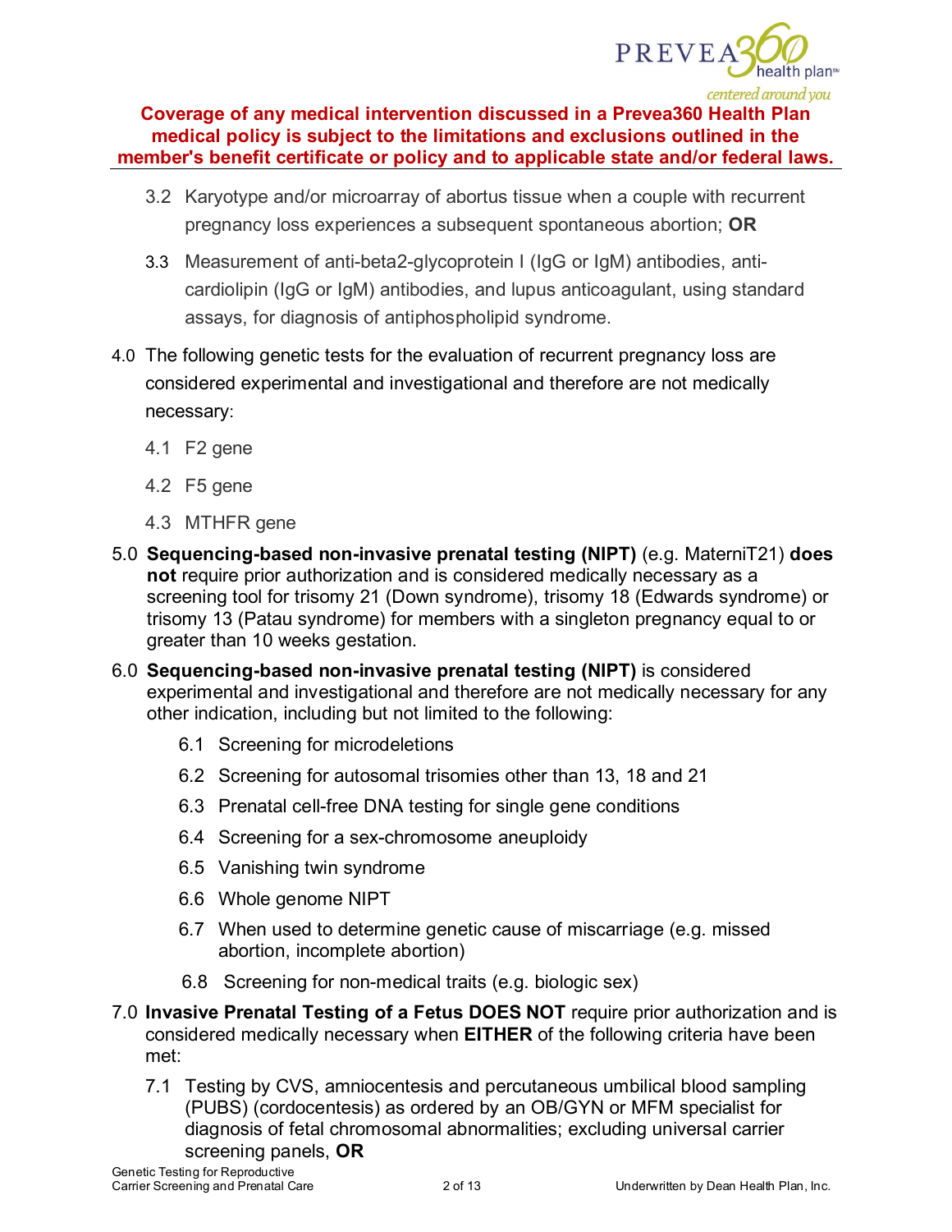**Coverage of any medical intervention discussed in a Prevea360 Health Plan medical policy is subject to the limitations and exclusions outlined in the member's benefit certificate or policy and to applicable state and/or federal laws.**

3.2 Karyotype and/or microarray of abortus tissue when a couple with recurrent pregnancy loss experiences a subsequent spontaneous abortion; **OR**

3.3 Measurement of anti-beta2-glycoprotein I (IgG or IgM) antibodies, anti-cardiolipin (IgG or IgM) antibodies, and lupus anticoagulant, using standard assays, for diagnosis of antiphospholipid syndrome.

4.0 The following genetic tests for the evaluation of recurrent pregnancy loss are considered experimental and investigational and therefore are not medically necessary:

4.1 F2 gene

4.2 F5 gene

4.3 MTHFR gene

5.0 **Sequencing-based non-invasive prenatal testing (NIPT)** (e.g. MaterniT21) **does not** require prior authorization and is considered medically necessary as a screening tool for trisomy 21 (Down syndrome), trisomy 18 (Edwards syndrome) or trisomy 13 (Patau syndrome) for members with a singleton pregnancy equal to or greater than 10 weeks gestation.

6.0 **Sequencing-based non-invasive prenatal testing (NIPT)** is considered experimental and investigational and therefore are not medically necessary for any other indication, including but not limited to the following:

6.1 Screening for microdeletions

6.2 Screening for autosomal trisomies other than 13, 18 and 21

6.3 Prenatal cell-free DNA testing for single gene conditions

6.4 Screening for a sex-chromosome aneuploidy

6.5 Vanishing twin syndrome

6.6 Whole genome NIPT

6.7 When used to determine genetic cause of miscarriage (e.g. missed abortion, incomplete abortion)

6.8 Screening for non-medical traits (e.g. biologic sex)

7.0 **Invasive Prenatal Testing of a Fetus DOES NOT** require prior authorization and is considered medically necessary when **EITHER** of the following criteria have been met:

7.1 Testing by CVS, amniocentesis and percutaneous umbilical blood sampling (PUBS) (cordocentesis) as ordered by an OB/GYN or MFM specialist for diagnosis of fetal chromosomal abnormalities; excluding universal carrier screening panels, **OR**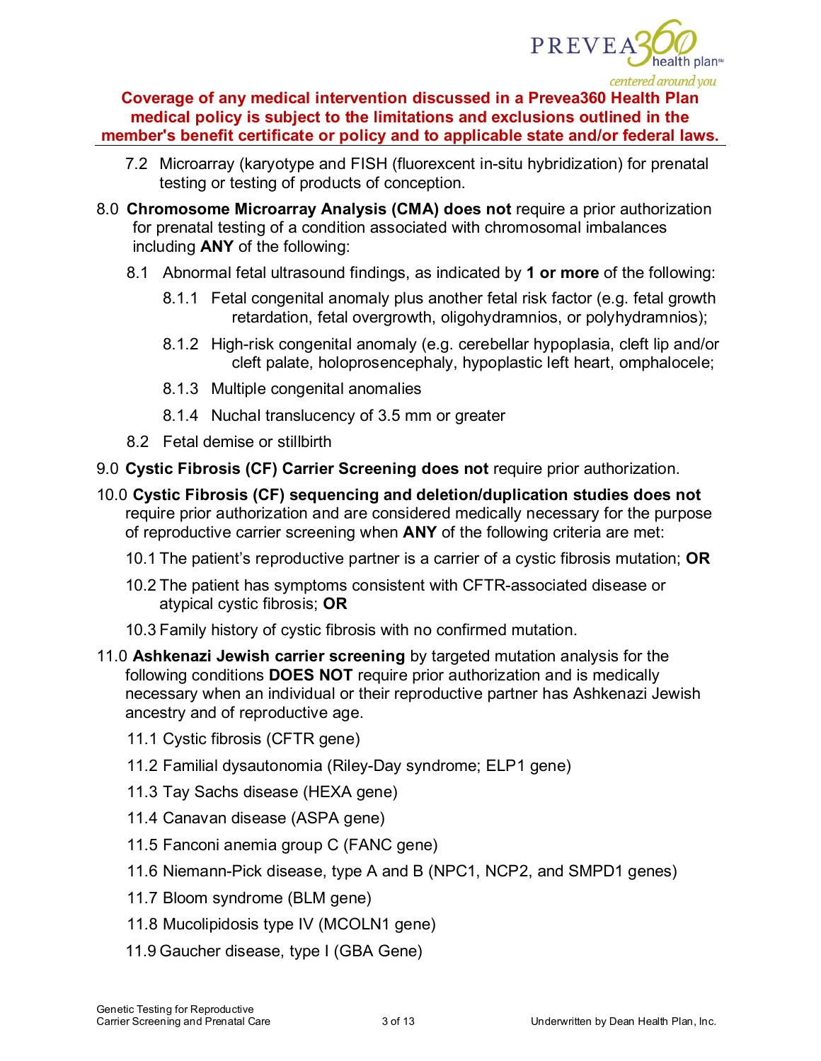**Coverage of any medical intervention discussed in a Prevea360 Health Plan medical policy is subject to the limitations and exclusions outlined in the member's benefit certificate or policy and to applicable state and/or federal laws.**

- 7.2 Microarray (karyotype and FISH (fluorexcent in-situ hybridization) for prenatal testing or testing of products of conception.

8.0 **Chromosome Microarray Analysis (CMA) does not** require a prior authorization for prenatal testing of a condition associated with chromosomal imbalances including **ANY** of the following:

- 8.1 Abnormal fetal ultrasound findings, as indicated by **1 or more** of the following:
  - 8.1.1 Fetal congenital anomaly plus another fetal risk factor (e.g. fetal growth retardation, fetal overgrowth, oligohydramnios, or polyhydramnios);
  - 8.1.2 High-risk congenital anomaly (e.g. cerebellar hypoplasia, cleft lip and/or cleft palate, holoprosencephaly, hypoplastic left heart, omphalocele;
  - 8.1.3 Multiple congenital anomalies
  - 8.1.4 Nuchal translucency of 3.5 mm or greater
- 8.2 Fetal demise or stillbirth

9.0 **Cystic Fibrosis (CF) Carrier Screening does not** require prior authorization.

10.0 **Cystic Fibrosis (CF) sequencing and deletion/duplication studies does not** require prior authorization and are considered medically necessary for the purpose of reproductive carrier screening when **ANY** of the following criteria are met:

- 10.1 The patient's reproductive partner is a carrier of a cystic fibrosis mutation; **OR**
- 10.2 The patient has symptoms consistent with CFTR-associated disease or atypical cystic fibrosis; **OR**
- 10.3 Family history of cystic fibrosis with no confirmed mutation.

11.0 **Ashkenazi Jewish carrier screening** by targeted mutation analysis for the following conditions **DOES NOT** require prior authorization and is medically necessary when an individual or their reproductive partner has Ashkenazi Jewish ancestry and of reproductive age.

- 11.1 Cystic fibrosis (CFTR gene)
- 11.2 Familial dysautonomia (Riley-Day syndrome; ELP1 gene)
- 11.3 Tay Sachs disease (HEXA gene)
- 11.4 Canavan disease (ASPA gene)
- 11.5 Fanconi anemia group C (FANC gene)
- 11.6 Niemann-Pick disease, type A and B (NPC1, NCP2, and SMPD1 genes)
- 11.7 Bloom syndrome (BLM gene)
- 11.8 Mucolipidosis type IV (MCOLN1 gene)
- 11.9 Gaucher disease, type I (GBA Gene)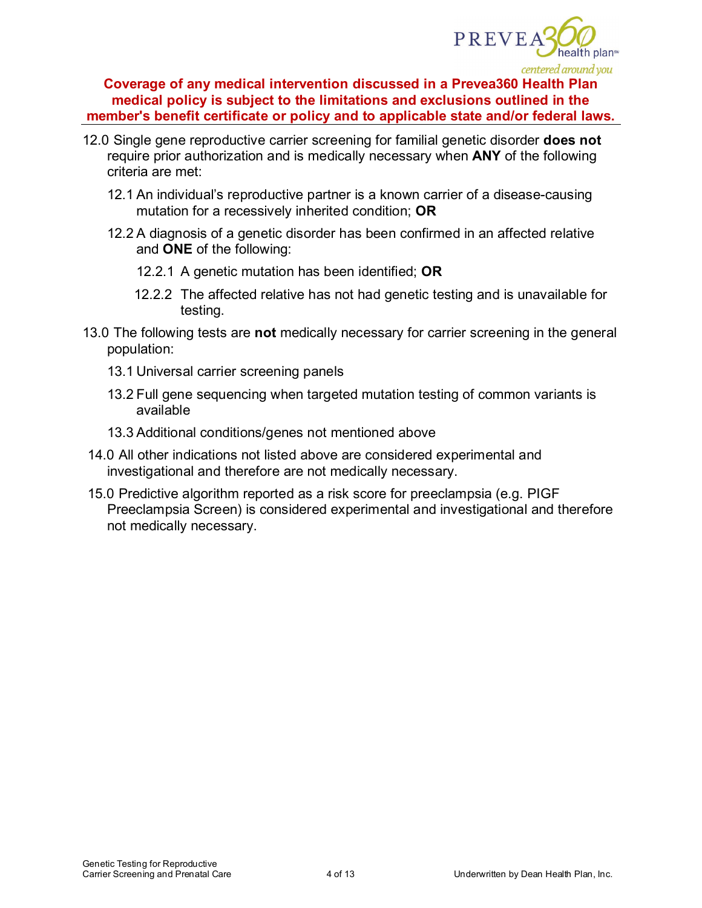**Coverage of any medical intervention discussed in a Prevea360 Health Plan medical policy is subject to the limitations and exclusions outlined in the member's benefit certificate or policy and to applicable state and/or federal laws.**

12.0 Single gene reproductive carrier screening for familial genetic disorder **does not** require prior authorization and is medically necessary when **ANY** of the following criteria are met:

- 12.1 An individual's reproductive partner is a known carrier of a disease-causing mutation for a recessively inherited condition; **OR**
- 12.2 A diagnosis of a genetic disorder has been confirmed in an affected relative and **ONE** of the following:
  - 12.2.1 A genetic mutation has been identified; **OR**
  - 12.2.2 The affected relative has not had genetic testing and is unavailable for testing.

13.0 The following tests are **not** medically necessary for carrier screening in the general population:

- 13.1 Universal carrier screening panels
- 13.2 Full gene sequencing when targeted mutation testing of common variants is available
- 13.3 Additional conditions/genes not mentioned above

14.0 All other indications not listed above are considered experimental and investigational and therefore are not medically necessary.

15.0 Predictive algorithm reported as a risk score for preeclampsia (e.g. PIGF Preeclampsia Screen) is considered experimental and investigational and therefore not medically necessary.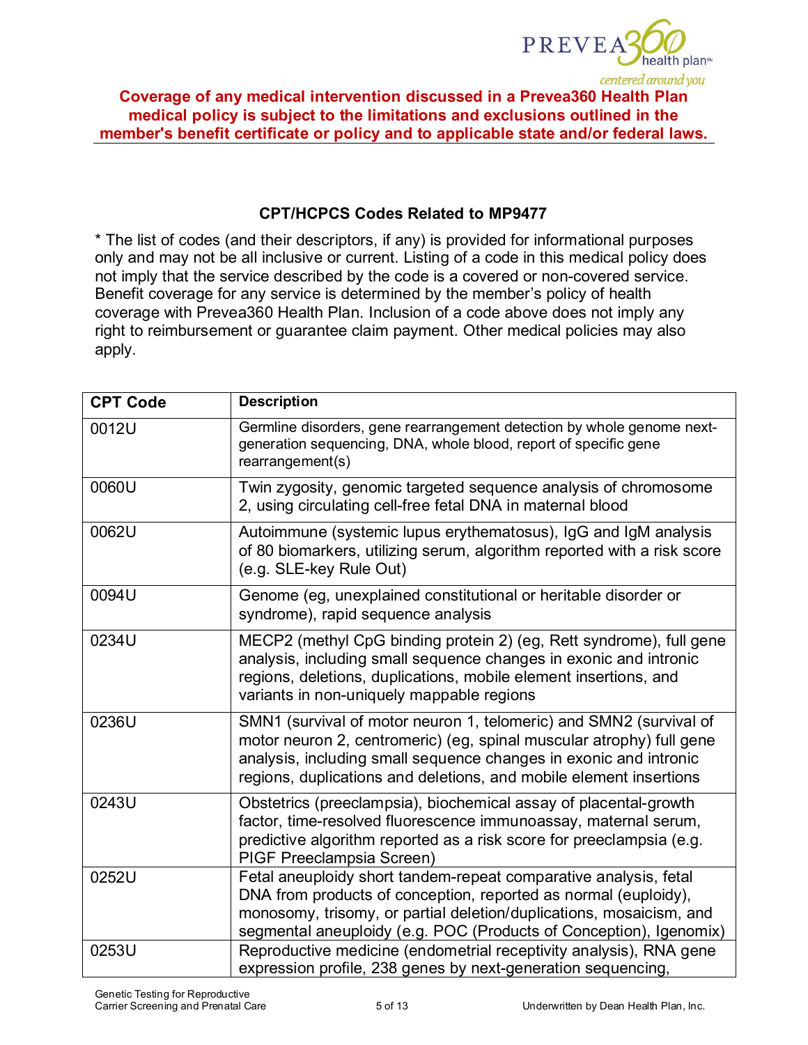**Coverage of any medical intervention discussed in a Prevea360 Health Plan medical policy is subject to the limitations and exclusions outlined in the member's benefit certificate or policy and to applicable state and/or federal laws.**

### CPT/HCPCS Codes Related to MP9477

* The list of codes (and their descriptors, if any) is provided for informational purposes only and may not be all inclusive or current. Listing of a code in this medical policy does not imply that the service described by the code is a covered or non-covered service. Benefit coverage for any service is determined by the member's policy of health coverage with Prevea360 Health Plan. Inclusion of a code above does not imply any right to reimbursement or guarantee claim payment. Other medical policies may also apply.

| CPT Code | Description |
|---|---|
| 0012U | Germline disorders, gene rearrangement detection by whole genome next-generation sequencing, DNA, whole blood, report of specific gene rearrangement(s) |
| 0060U | Twin zygosity, genomic targeted sequence analysis of chromosome 2, using circulating cell-free fetal DNA in maternal blood |
| 0062U | Autoimmune (systemic lupus erythematosus), IgG and IgM analysis of 80 biomarkers, utilizing serum, algorithm reported with a risk score (e.g. SLE-key Rule Out) |
| 0094U | Genome (eg, unexplained constitutional or heritable disorder or syndrome), rapid sequence analysis |
| 0234U | MECP2 (methyl CpG binding protein 2) (eg, Rett syndrome), full gene analysis, including small sequence changes in exonic and intronic regions, deletions, duplications, mobile element insertions, and variants in non-uniquely mappable regions |
| 0236U | SMN1 (survival of motor neuron 1, telomeric) and SMN2 (survival of motor neuron 2, centromeric) (eg, spinal muscular atrophy) full gene analysis, including small sequence changes in exonic and intronic regions, duplications and deletions, and mobile element insertions |
| 0243U | Obstetrics (preeclampsia), biochemical assay of placental-growth factor, time-resolved fluorescence immunoassay, maternal serum, predictive algorithm reported as a risk score for preeclampsia (e.g. PIGF Preeclampsia Screen) |
| 0252U | Fetal aneuploidy short tandem-repeat comparative analysis, fetal DNA from products of conception, reported as normal (euploidy), monosomy, trisomy, or partial deletion/duplications, mosaicism, and segmental aneuploidy (e.g. POC (Products of Conception), Igenomix) |
| 0253U | Reproductive medicine (endometrial receptivity analysis), RNA gene expression profile, 238 genes by next-generation sequencing, |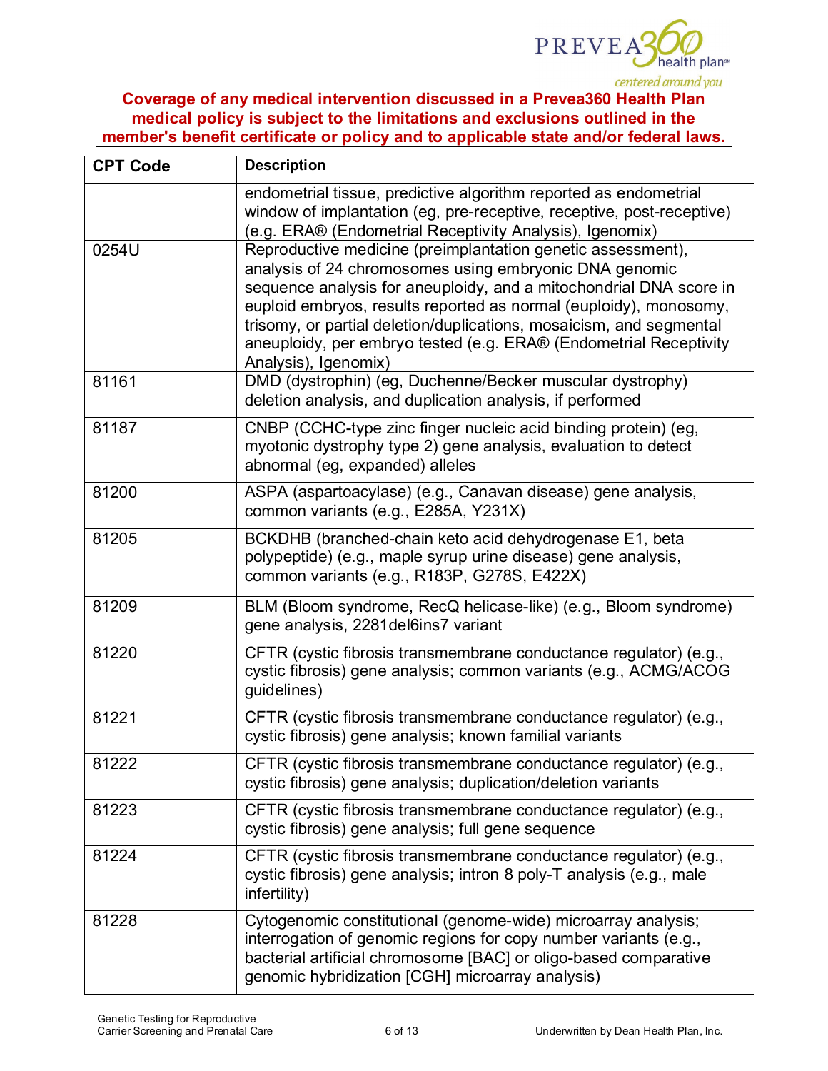**Coverage of any medical intervention discussed in a Prevea360 Health Plan medical policy is subject to the limitations and exclusions outlined in the member's benefit certificate or policy and to applicable state and/or federal laws.**

| CPT Code | Description |
|---|---|
| | endometrial tissue, predictive algorithm reported as endometrial window of implantation (eg, pre-receptive, receptive, post-receptive) (e.g. ERA® (Endometrial Receptivity Analysis), Igenomix) |
| 0254U | Reproductive medicine (preimplantation genetic assessment), analysis of 24 chromosomes using embryonic DNA genomic sequence analysis for aneuploidy, and a mitochondrial DNA score in euploid embryos, results reported as normal (euploidy), monosomy, trisomy, or partial deletion/duplications, mosaicism, and segmental aneuploidy, per embryo tested (e.g. ERA® (Endometrial Receptivity Analysis), Igenomix) |
| 81161 | DMD (dystrophin) (eg, Duchenne/Becker muscular dystrophy) deletion analysis, and duplication analysis, if performed |
| 81187 | CNBP (CCHC-type zinc finger nucleic acid binding protein) (eg, myotonic dystrophy type 2) gene analysis, evaluation to detect abnormal (eg, expanded) alleles |
| 81200 | ASPA (aspartoacylase) (e.g., Canavan disease) gene analysis, common variants (e.g., E285A, Y231X) |
| 81205 | BCKDHB (branched-chain keto acid dehydrogenase E1, beta polypeptide) (e.g., maple syrup urine disease) gene analysis, common variants (e.g., R183P, G278S, E422X) |
| 81209 | BLM (Bloom syndrome, RecQ helicase-like) (e.g., Bloom syndrome) gene analysis, 2281del6ins7 variant |
| 81220 | CFTR (cystic fibrosis transmembrane conductance regulator) (e.g., cystic fibrosis) gene analysis; common variants (e.g., ACMG/ACOG guidelines) |
| 81221 | CFTR (cystic fibrosis transmembrane conductance regulator) (e.g., cystic fibrosis) gene analysis; known familial variants |
| 81222 | CFTR (cystic fibrosis transmembrane conductance regulator) (e.g., cystic fibrosis) gene analysis; duplication/deletion variants |
| 81223 | CFTR (cystic fibrosis transmembrane conductance regulator) (e.g., cystic fibrosis) gene analysis; full gene sequence |
| 81224 | CFTR (cystic fibrosis transmembrane conductance regulator) (e.g., cystic fibrosis) gene analysis; intron 8 poly-T analysis (e.g., male infertility) |
| 81228 | Cytogenomic constitutional (genome-wide) microarray analysis; interrogation of genomic regions for copy number variants (e.g., bacterial artificial chromosome [BAC] or oligo-based comparative genomic hybridization [CGH] microarray analysis) |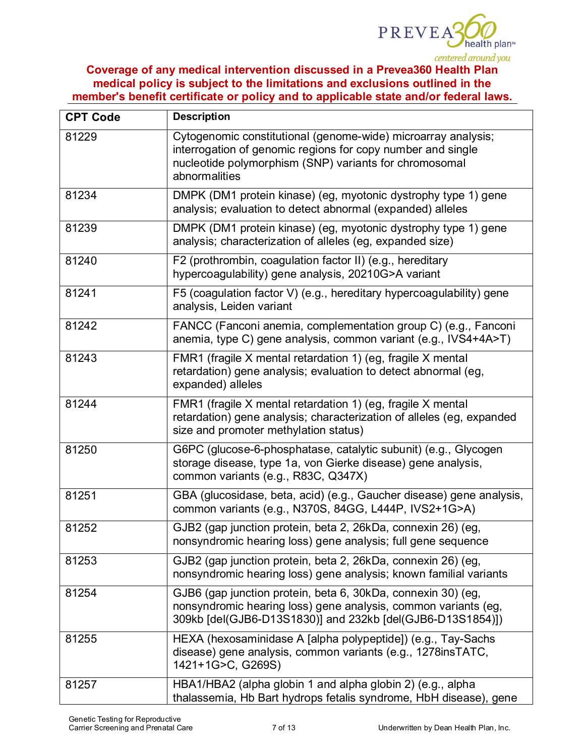**Coverage of any medical intervention discussed in a Prevea360 Health Plan medical policy is subject to the limitations and exclusions outlined in the member's benefit certificate or policy and to applicable state and/or federal laws.**

| CPT Code | Description |
|---|---|
| 81229 | Cytogenomic constitutional (genome-wide) microarray analysis; interrogation of genomic regions for copy number and single nucleotide polymorphism (SNP) variants for chromosomal abnormalities |
| 81234 | DMPK (DM1 protein kinase) (eg, myotonic dystrophy type 1) gene analysis; evaluation to detect abnormal (expanded) alleles |
| 81239 | DMPK (DM1 protein kinase) (eg, myotonic dystrophy type 1) gene analysis; characterization of alleles (eg, expanded size) |
| 81240 | F2 (prothrombin, coagulation factor II) (e.g., hereditary hypercoagulability) gene analysis, 20210G>A variant |
| 81241 | F5 (coagulation factor V) (e.g., hereditary hypercoagulability) gene analysis, Leiden variant |
| 81242 | FANCC (Fanconi anemia, complementation group C) (e.g., Fanconi anemia, type C) gene analysis, common variant (e.g., IVS4+4A>T) |
| 81243 | FMR1 (fragile X mental retardation 1) (eg, fragile X mental retardation) gene analysis; evaluation to detect abnormal (eg, expanded) alleles |
| 81244 | FMR1 (fragile X mental retardation 1) (eg, fragile X mental retardation) gene analysis; characterization of alleles (eg, expanded size and promoter methylation status) |
| 81250 | G6PC (glucose-6-phosphatase, catalytic subunit) (e.g., Glycogen storage disease, type 1a, von Gierke disease) gene analysis, common variants (e.g., R83C, Q347X) |
| 81251 | GBA (glucosidase, beta, acid) (e.g., Gaucher disease) gene analysis, common variants (e.g., N370S, 84GG, L444P, IVS2+1G>A) |
| 81252 | GJB2 (gap junction protein, beta 2, 26kDa, connexin 26) (eg, nonsyndromic hearing loss) gene analysis; full gene sequence |
| 81253 | GJB2 (gap junction protein, beta 2, 26kDa, connexin 26) (eg, nonsyndromic hearing loss) gene analysis; known familial variants |
| 81254 | GJB6 (gap junction protein, beta 6, 30kDa, connexin 30) (eg, nonsyndromic hearing loss) gene analysis, common variants (eg, 309kb [del(GJB6-D13S1830)] and 232kb [del(GJB6-D13S1854)]) |
| 81255 | HEXA (hexosaminidase A [alpha polypeptide]) (e.g., Tay-Sachs disease) gene analysis, common variants (e.g., 1278insTATC, 1421+1G>C, G269S) |
| 81257 | HBA1/HBA2 (alpha globin 1 and alpha globin 2) (e.g., alpha thalassemia, Hb Bart hydrops fetalis syndrome, HbH disease), gene |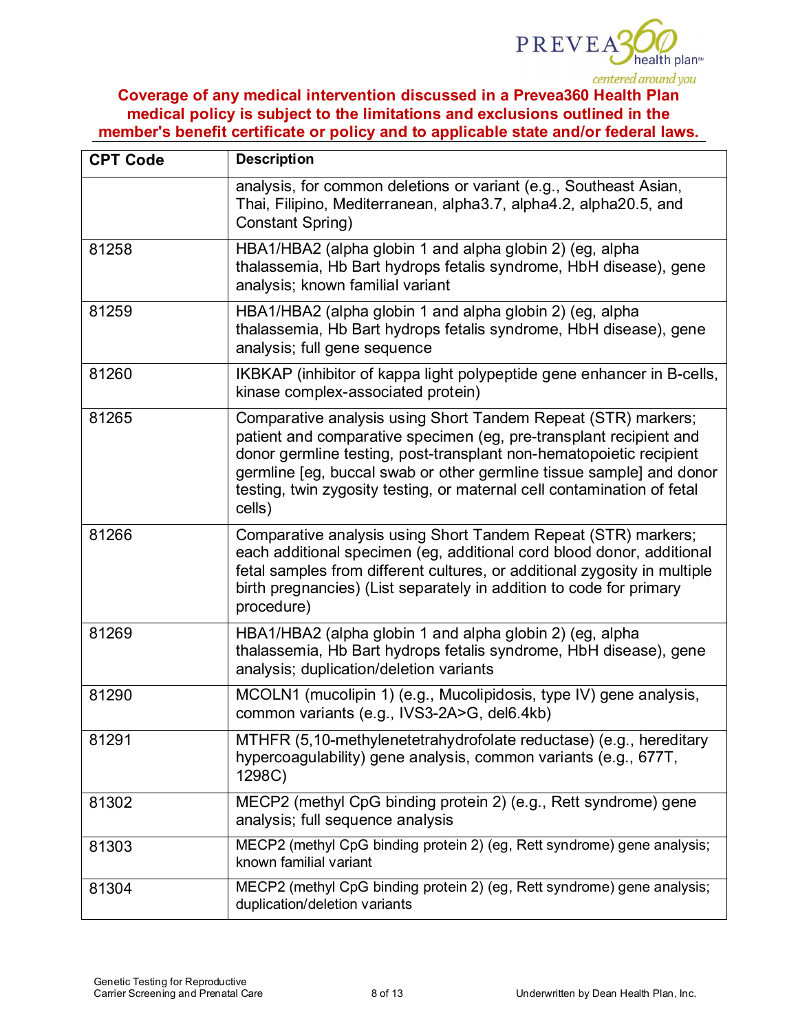**Coverage of any medical intervention discussed in a Prevea360 Health Plan medical policy is subject to the limitations and exclusions outlined in the member's benefit certificate or policy and to applicable state and/or federal laws.**

| CPT Code | Description |
|---|---|
| | analysis, for common deletions or variant (e.g., Southeast Asian, Thai, Filipino, Mediterranean, alpha3.7, alpha4.2, alpha20.5, and Constant Spring) |
| 81258 | HBA1/HBA2 (alpha globin 1 and alpha globin 2) (eg, alpha thalassemia, Hb Bart hydrops fetalis syndrome, HbH disease), gene analysis; known familial variant |
| 81259 | HBA1/HBA2 (alpha globin 1 and alpha globin 2) (eg, alpha thalassemia, Hb Bart hydrops fetalis syndrome, HbH disease), gene analysis; full gene sequence |
| 81260 | IKBKAP (inhibitor of kappa light polypeptide gene enhancer in B-cells, kinase complex-associated protein) |
| 81265 | Comparative analysis using Short Tandem Repeat (STR) markers; patient and comparative specimen (eg, pre-transplant recipient and donor germline testing, post-transplant non-hematopoietic recipient germline [eg, buccal swab or other germline tissue sample] and donor testing, twin zygosity testing, or maternal cell contamination of fetal cells) |
| 81266 | Comparative analysis using Short Tandem Repeat (STR) markers; each additional specimen (eg, additional cord blood donor, additional fetal samples from different cultures, or additional zygosity in multiple birth pregnancies) (List separately in addition to code for primary procedure) |
| 81269 | HBA1/HBA2 (alpha globin 1 and alpha globin 2) (eg, alpha thalassemia, Hb Bart hydrops fetalis syndrome, HbH disease), gene analysis; duplication/deletion variants |
| 81290 | MCOLN1 (mucolipin 1) (e.g., Mucolipidosis, type IV) gene analysis, common variants (e.g., IVS3-2A>G, del6.4kb) |
| 81291 | MTHFR (5,10-methylenetetrahydrofolate reductase) (e.g., hereditary hypercoagulability) gene analysis, common variants (e.g., 677T, 1298C) |
| 81302 | MECP2 (methyl CpG binding protein 2) (e.g., Rett syndrome) gene analysis; full sequence analysis |
| 81303 | MECP2 (methyl CpG binding protein 2) (eg, Rett syndrome) gene analysis; known familial variant |
| 81304 | MECP2 (methyl CpG binding protein 2) (eg, Rett syndrome) gene analysis; duplication/deletion variants |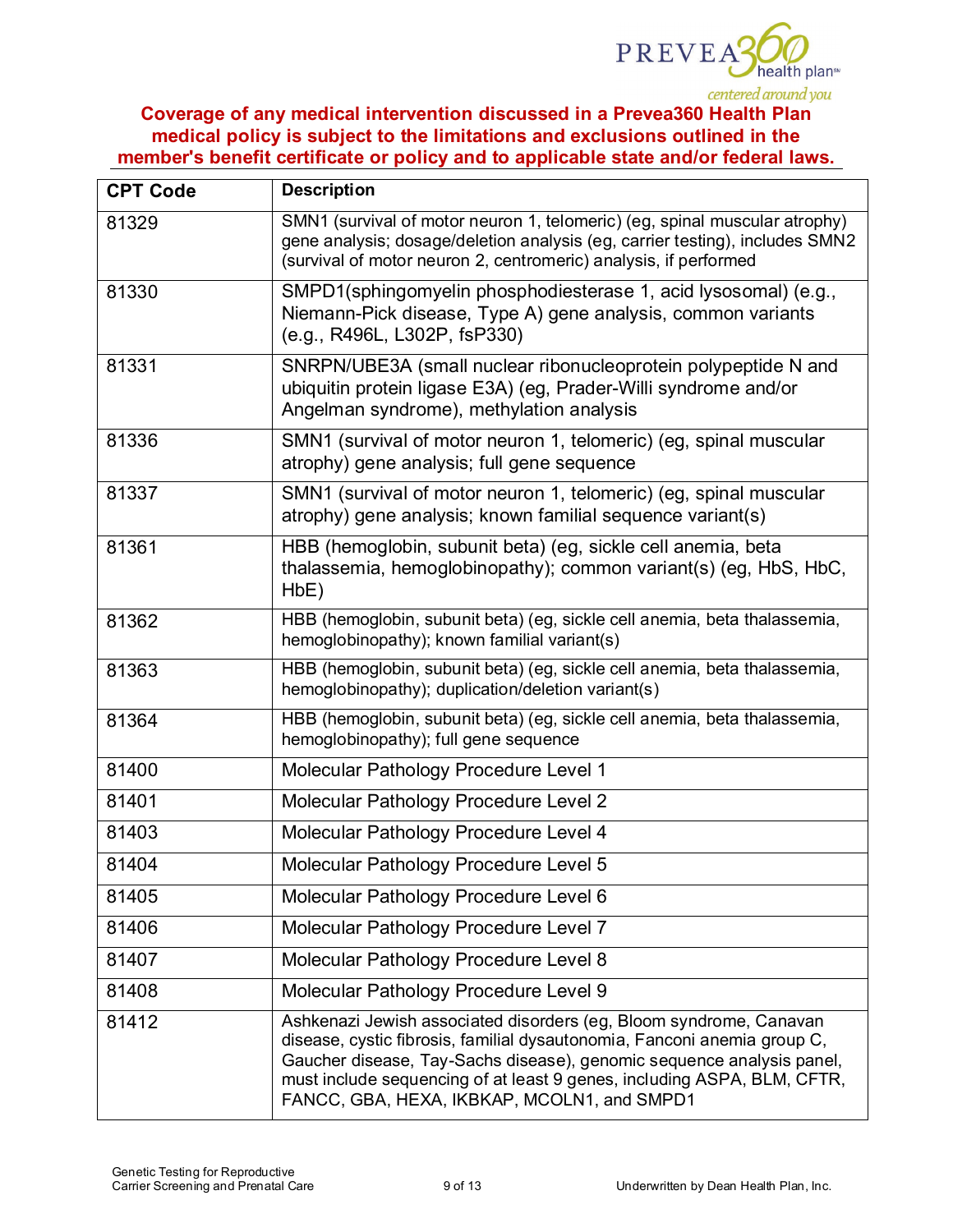**Coverage of any medical intervention discussed in a Prevea360 Health Plan medical policy is subject to the limitations and exclusions outlined in the member's benefit certificate or policy and to applicable state and/or federal laws.**

| CPT Code | Description |
|---|---|
| 81329 | SMN1 (survival of motor neuron 1, telomeric) (eg, spinal muscular atrophy) gene analysis; dosage/deletion analysis (eg, carrier testing), includes SMN2 (survival of motor neuron 2, centromeric) analysis, if performed |
| 81330 | SMPD1(sphingomyelin phosphodiesterase 1, acid lysosomal) (e.g., Niemann-Pick disease, Type A) gene analysis, common variants (e.g., R496L, L302P, fsP330) |
| 81331 | SNRPN/UBE3A (small nuclear ribonucleoprotein polypeptide N and ubiquitin protein ligase E3A) (eg, Prader-Willi syndrome and/or Angelman syndrome), methylation analysis |
| 81336 | SMN1 (survival of motor neuron 1, telomeric) (eg, spinal muscular atrophy) gene analysis; full gene sequence |
| 81337 | SMN1 (survival of motor neuron 1, telomeric) (eg, spinal muscular atrophy) gene analysis; known familial sequence variant(s) |
| 81361 | HBB (hemoglobin, subunit beta) (eg, sickle cell anemia, beta thalassemia, hemoglobinopathy); common variant(s) (eg, HbS, HbC, HbE) |
| 81362 | HBB (hemoglobin, subunit beta) (eg, sickle cell anemia, beta thalassemia, hemoglobinopathy); known familial variant(s) |
| 81363 | HBB (hemoglobin, subunit beta) (eg, sickle cell anemia, beta thalassemia, hemoglobinopathy); duplication/deletion variant(s) |
| 81364 | HBB (hemoglobin, subunit beta) (eg, sickle cell anemia, beta thalassemia, hemoglobinopathy); full gene sequence |
| 81400 | Molecular Pathology Procedure Level 1 |
| 81401 | Molecular Pathology Procedure Level 2 |
| 81403 | Molecular Pathology Procedure Level 4 |
| 81404 | Molecular Pathology Procedure Level 5 |
| 81405 | Molecular Pathology Procedure Level 6 |
| 81406 | Molecular Pathology Procedure Level 7 |
| 81407 | Molecular Pathology Procedure Level 8 |
| 81408 | Molecular Pathology Procedure Level 9 |
| 81412 | Ashkenazi Jewish associated disorders (eg, Bloom syndrome, Canavan disease, cystic fibrosis, familial dysautonomia, Fanconi anemia group C, Gaucher disease, Tay-Sachs disease), genomic sequence analysis panel, must include sequencing of at least 9 genes, including ASPA, BLM, CFTR, FANCC, GBA, HEXA, IKBKAP, MCOLN1, and SMPD1 |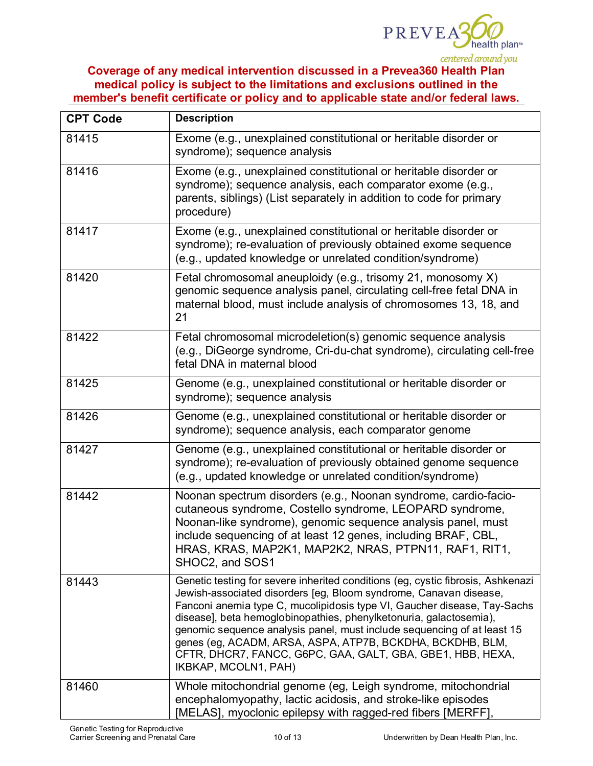**Coverage of any medical intervention discussed in a Prevea360 Health Plan medical policy is subject to the limitations and exclusions outlined in the member's benefit certificate or policy and to applicable state and/or federal laws.**

| CPT Code | Description |
|---|---|
| 81415 | Exome (e.g., unexplained constitutional or heritable disorder or syndrome); sequence analysis |
| 81416 | Exome (e.g., unexplained constitutional or heritable disorder or syndrome); sequence analysis, each comparator exome (e.g., parents, siblings) (List separately in addition to code for primary procedure) |
| 81417 | Exome (e.g., unexplained constitutional or heritable disorder or syndrome); re-evaluation of previously obtained exome sequence (e.g., updated knowledge or unrelated condition/syndrome) |
| 81420 | Fetal chromosomal aneuploidy (e.g., trisomy 21, monosomy X) genomic sequence analysis panel, circulating cell-free fetal DNA in maternal blood, must include analysis of chromosomes 13, 18, and 21 |
| 81422 | Fetal chromosomal microdeletion(s) genomic sequence analysis (e.g., DiGeorge syndrome, Cri-du-chat syndrome), circulating cell-free fetal DNA in maternal blood |
| 81425 | Genome (e.g., unexplained constitutional or heritable disorder or syndrome); sequence analysis |
| 81426 | Genome (e.g., unexplained constitutional or heritable disorder or syndrome); sequence analysis, each comparator genome |
| 81427 | Genome (e.g., unexplained constitutional or heritable disorder or syndrome); re-evaluation of previously obtained genome sequence (e.g., updated knowledge or unrelated condition/syndrome) |
| 81442 | Noonan spectrum disorders (e.g., Noonan syndrome, cardio-facio-cutaneous syndrome, Costello syndrome, LEOPARD syndrome, Noonan-like syndrome), genomic sequence analysis panel, must include sequencing of at least 12 genes, including BRAF, CBL, HRAS, KRAS, MAP2K1, MAP2K2, NRAS, PTPN11, RAF1, RIT1, SHOC2, and SOS1 |
| 81443 | Genetic testing for severe inherited conditions (eg, cystic fibrosis, Ashkenazi Jewish-associated disorders [eg, Bloom syndrome, Canavan disease, Fanconi anemia type C, mucolipidosis type VI, Gaucher disease, Tay-Sachs disease], beta hemoglobinopathies, phenylketonuria, galactosemia), genomic sequence analysis panel, must include sequencing of at least 15 genes (eg, ACADM, ARSA, ASPA, ATP7B, BCKDHA, BCKDHB, BLM, CFTR, DHCR7, FANCC, G6PC, GAA, GALT, GBA, GBE1, HBB, HEXA, IKBKAP, MCOLN1, PAH) |
| 81460 | Whole mitochondrial genome (eg, Leigh syndrome, mitochondrial encephalomyopathy, lactic acidosis, and stroke-like episodes [MELAS], myoclonic epilepsy with ragged-red fibers [MERFF], |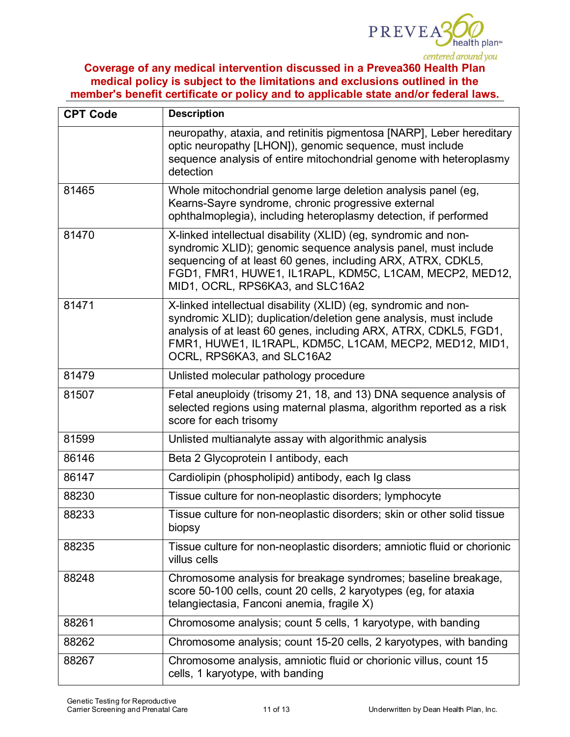**Coverage of any medical intervention discussed in a Prevea360 Health Plan medical policy is subject to the limitations and exclusions outlined in the member's benefit certificate or policy and to applicable state and/or federal laws.**

| CPT Code | Description |
|---|---|
| | neuropathy, ataxia, and retinitis pigmentosa [NARP], Leber hereditary optic neuropathy [LHON]), genomic sequence, must include sequence analysis of entire mitochondrial genome with heteroplasmy detection |
| 81465 | Whole mitochondrial genome large deletion analysis panel (eg, Kearns-Sayre syndrome, chronic progressive external ophthalmoplegia), including heteroplasmy detection, if performed |
| 81470 | X-linked intellectual disability (XLID) (eg, syndromic and non-syndromic XLID); genomic sequence analysis panel, must include sequencing of at least 60 genes, including ARX, ATRX, CDKL5, FGD1, FMR1, HUWE1, IL1RAPL, KDM5C, L1CAM, MECP2, MED12, MID1, OCRL, RPS6KA3, and SLC16A2 |
| 81471 | X-linked intellectual disability (XLID) (eg, syndromic and non-syndromic XLID); duplication/deletion gene analysis, must include analysis of at least 60 genes, including ARX, ATRX, CDKL5, FGD1, FMR1, HUWE1, IL1RAPL, KDM5C, L1CAM, MECP2, MED12, MID1, OCRL, RPS6KA3, and SLC16A2 |
| 81479 | Unlisted molecular pathology procedure |
| 81507 | Fetal aneuploidy (trisomy 21, 18, and 13) DNA sequence analysis of selected regions using maternal plasma, algorithm reported as a risk score for each trisomy |
| 81599 | Unlisted multianalyte assay with algorithmic analysis |
| 86146 | Beta 2 Glycoprotein I antibody, each |
| 86147 | Cardiolipin (phospholipid) antibody, each Ig class |
| 88230 | Tissue culture for non-neoplastic disorders; lymphocyte |
| 88233 | Tissue culture for non-neoplastic disorders; skin or other solid tissue biopsy |
| 88235 | Tissue culture for non-neoplastic disorders; amniotic fluid or chorionic villus cells |
| 88248 | Chromosome analysis for breakage syndromes; baseline breakage, score 50-100 cells, count 20 cells, 2 karyotypes (eg, for ataxia telangiectasia, Fanconi anemia, fragile X) |
| 88261 | Chromosome analysis; count 5 cells, 1 karyotype, with banding |
| 88262 | Chromosome analysis; count 15-20 cells, 2 karyotypes, with banding |
| 88267 | Chromosome analysis, amniotic fluid or chorionic villus, count 15 cells, 1 karyotype, with banding |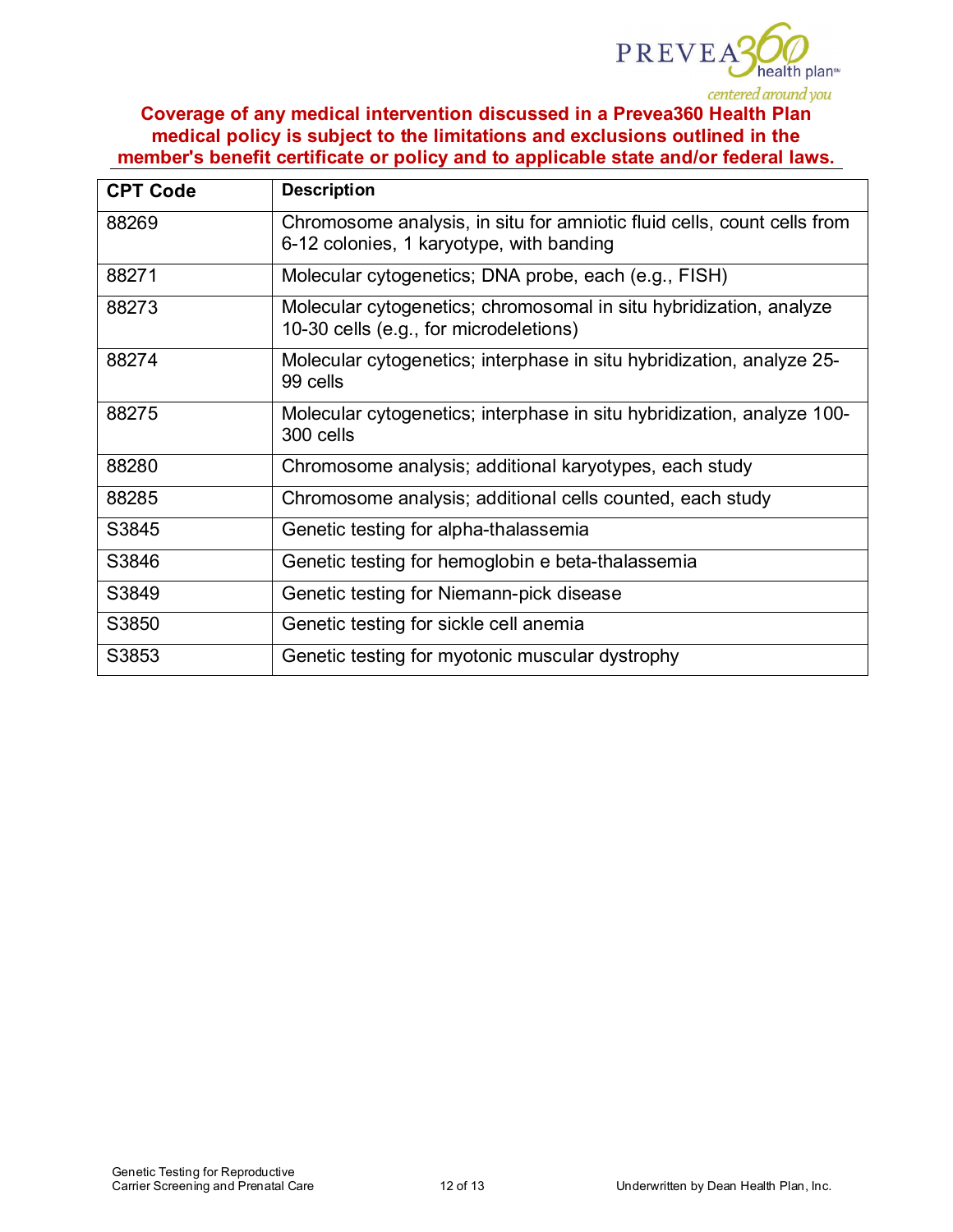**Coverage of any medical intervention discussed in a Prevea360 Health Plan medical policy is subject to the limitations and exclusions outlined in the member's benefit certificate or policy and to applicable state and/or federal laws.**

| CPT Code | Description |
|---|---|
| 88269 | Chromosome analysis, in situ for amniotic fluid cells, count cells from 6-12 colonies, 1 karyotype, with banding |
| 88271 | Molecular cytogenetics; DNA probe, each (e.g., FISH) |
| 88273 | Molecular cytogenetics; chromosomal in situ hybridization, analyze 10-30 cells (e.g., for microdeletions) |
| 88274 | Molecular cytogenetics; interphase in situ hybridization, analyze 25-99 cells |
| 88275 | Molecular cytogenetics; interphase in situ hybridization, analyze 100-300 cells |
| 88280 | Chromosome analysis; additional karyotypes, each study |
| 88285 | Chromosome analysis; additional cells counted, each study |
| S3845 | Genetic testing for alpha-thalassemia |
| S3846 | Genetic testing for hemoglobin e beta-thalassemia |
| S3849 | Genetic testing for Niemann-pick disease |
| S3850 | Genetic testing for sickle cell anemia |
| S3853 | Genetic testing for myotonic muscular dystrophy |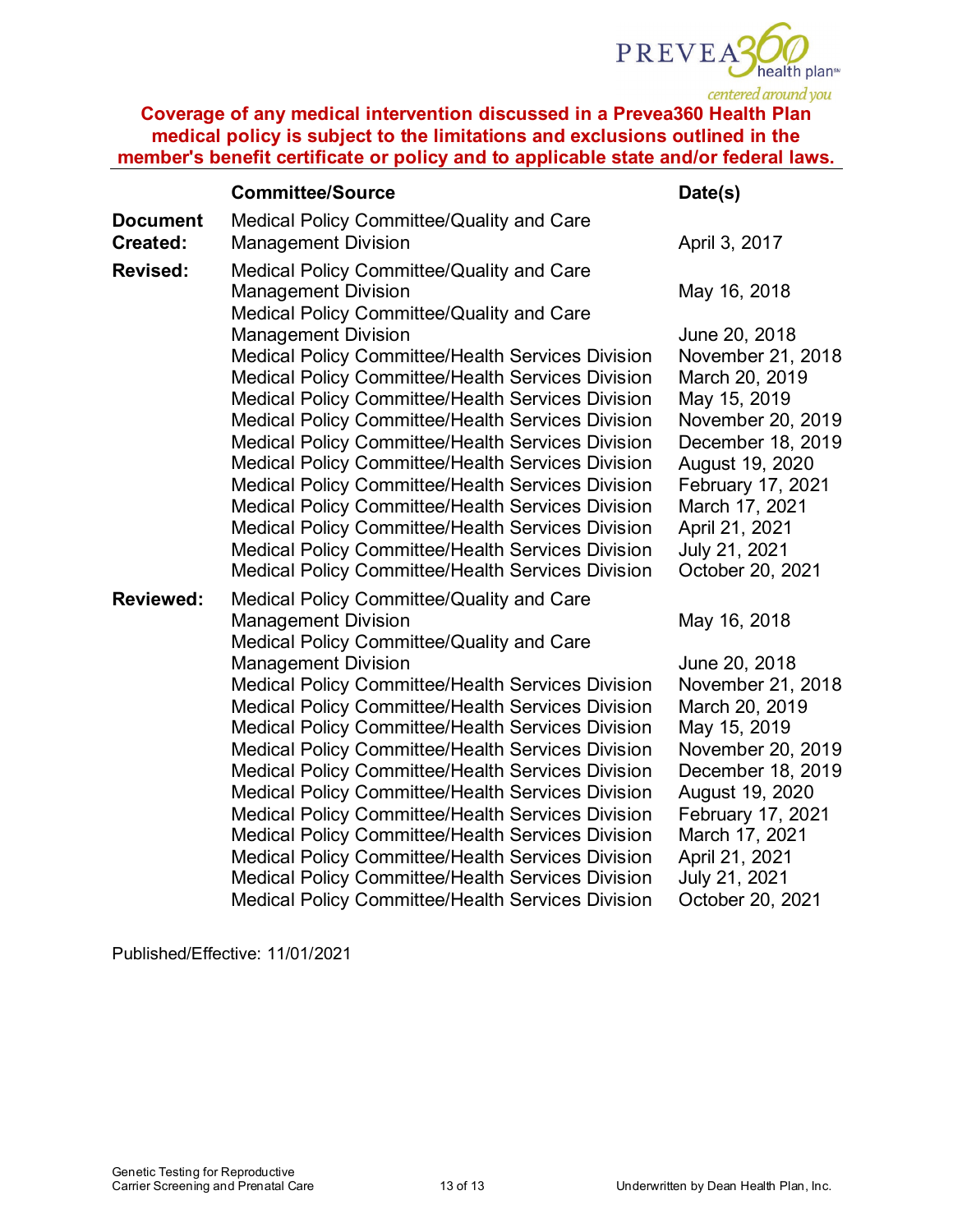**Coverage of any medical intervention discussed in a Prevea360 Health Plan medical policy is subject to the limitations and exclusions outlined in the member's benefit certificate or policy and to applicable state and/or federal laws.**

| | Committee/Source | Date(s) |
|---|---|---|
| **Document Created:** | Medical Policy Committee/Quality and Care Management Division | April 3, 2017 |
| **Revised:** | Medical Policy Committee/Quality and Care Management Division | May 16, 2018 |
| | Medical Policy Committee/Quality and Care Management Division | June 20, 2018 |
| | Medical Policy Committee/Health Services Division | November 21, 2018 |
| | Medical Policy Committee/Health Services Division | March 20, 2019 |
| | Medical Policy Committee/Health Services Division | May 15, 2019 |
| | Medical Policy Committee/Health Services Division | November 20, 2019 |
| | Medical Policy Committee/Health Services Division | December 18, 2019 |
| | Medical Policy Committee/Health Services Division | August 19, 2020 |
| | Medical Policy Committee/Health Services Division | February 17, 2021 |
| | Medical Policy Committee/Health Services Division | March 17, 2021 |
| | Medical Policy Committee/Health Services Division | April 21, 2021 |
| | Medical Policy Committee/Health Services Division | July 21, 2021 |
| | Medical Policy Committee/Health Services Division | October 20, 2021 |
| **Reviewed:** | Medical Policy Committee/Quality and Care Management Division | May 16, 2018 |
| | Medical Policy Committee/Quality and Care Management Division | June 20, 2018 |
| | Medical Policy Committee/Health Services Division | November 21, 2018 |
| | Medical Policy Committee/Health Services Division | March 20, 2019 |
| | Medical Policy Committee/Health Services Division | May 15, 2019 |
| | Medical Policy Committee/Health Services Division | November 20, 2019 |
| | Medical Policy Committee/Health Services Division | December 18, 2019 |
| | Medical Policy Committee/Health Services Division | August 19, 2020 |
| | Medical Policy Committee/Health Services Division | February 17, 2021 |
| | Medical Policy Committee/Health Services Division | March 17, 2021 |
| | Medical Policy Committee/Health Services Division | April 21, 2021 |
| | Medical Policy Committee/Health Services Division | July 21, 2021 |
| | Medical Policy Committee/Health Services Division | October 20, 2021 |

Published/Effective: 11/01/2021